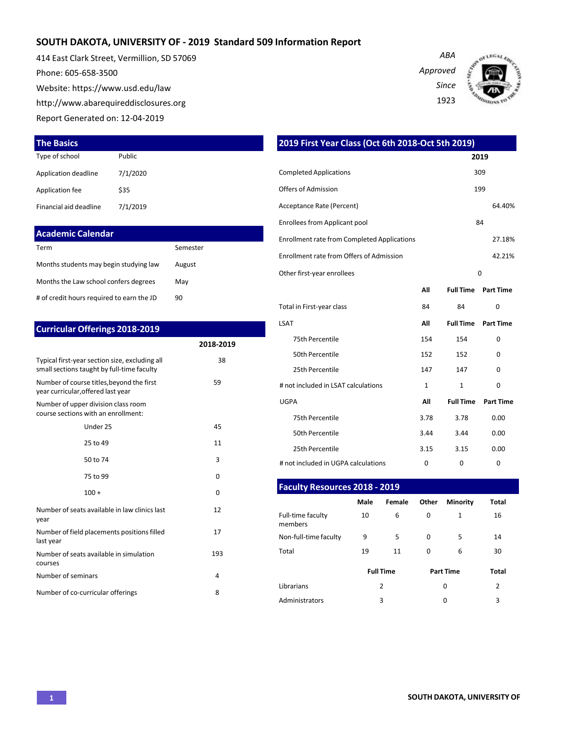# SOUTH DAKOTA, UNIVERSITY OF - 2019 Standard 509 Information Report

414 East Clark Street, Vermillion, SD 57069
Phone: 605-658-3500
Website: https://www.usd.edu/law
http://www.abarequireddisclosures.org
Report Generated on: 12-04-2019

*ABA Approved Since 1923*

## The Basics

| | |
|---|---|
| Type of school | Public |
| Application deadline | 7/1/2020 |
| Application fee | $35 |
| Financial aid deadline | 7/1/2019 |

## Academic Calendar

| | |
|---|---|
| Term | Semester |
| Months students may begin studying law | August |
| Months the Law school confers degrees | May |
| # of credit hours required to earn the JD | 90 |

## Curricular Offerings 2018-2019

| | 2018-2019 |
|---|---|
| Typical first-year section size, excluding all small sections taught by full-time faculty | 38 |
| Number of course titles,beyond the first year curricular,offered last year | 59 |
| Number of upper division class room course sections with an enrollment: | |
| Under 25 | 45 |
| 25 to 49 | 11 |
| 50 to 74 | 3 |
| 75 to 99 | 0 |
| 100 + | 0 |
| Number of seats available in law clinics last year | 12 |
| Number of field placements positions filled last year | 17 |
| Number of seats available in simulation courses | 193 |
| Number of seminars | 4 |
| Number of co-curricular offerings | 8 |

## 2019 First Year Class (Oct 6th 2018-Oct 5th 2019)

| | 2019 |
|---|---|
| Completed Applications | 309 |
| Offers of Admission | 199 |
| Acceptance Rate (Percent) | 64.40% |
| Enrollees from Applicant pool | 84 |
| Enrollment rate from Completed Applications | 27.18% |
| Enrollment rate from Offers of Admission | 42.21% |
| Other first-year enrollees | 0 |

| | All | Full Time | Part Time |
|---|---|---|---|
| Total in First-year class | 84 | 84 | 0 |

| LSAT | All | Full Time | Part Time |
|---|---|---|---|
| 75th Percentile | 154 | 154 | 0 |
| 50th Percentile | 152 | 152 | 0 |
| 25th Percentile | 147 | 147 | 0 |
| # not included in LSAT calculations | 1 | 1 | 0 |

| UGPA | All | Full Time | Part Time |
|---|---|---|---|
| 75th Percentile | 3.78 | 3.78 | 0.00 |
| 50th Percentile | 3.44 | 3.44 | 0.00 |
| 25th Percentile | 3.15 | 3.15 | 0.00 |
| # not included in UGPA calculations | 0 | 0 | 0 |

## Faculty Resources 2018 - 2019

| | Male | Female | Other | Minority | Total |
|---|---|---|---|---|---|
| Full-time faculty members | 10 | 6 | 0 | 1 | 16 |
| Non-full-time faculty | 9 | 5 | 0 | 5 | 14 |
| Total | 19 | 11 | 0 | 6 | 30 |

| | Full Time | Part Time | Total |
|---|---|---|---|
| Librarians | 2 | 0 | 2 |
| Administrators | 3 | 0 | 3 |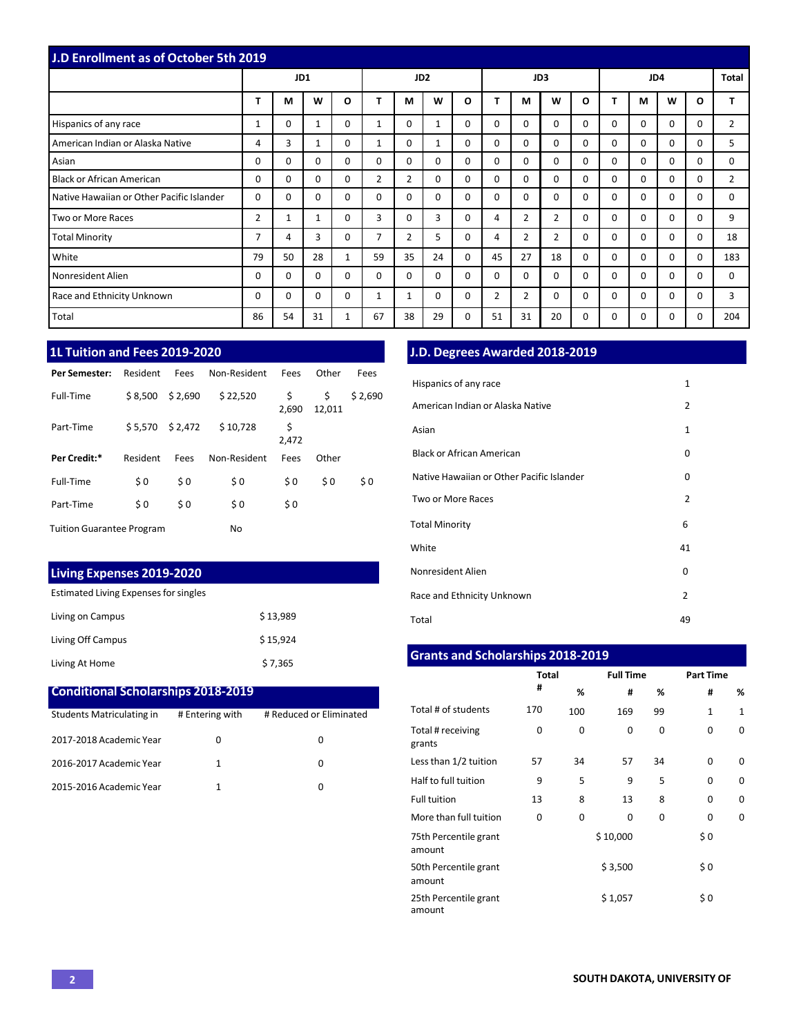## J.D Enrollment as of October 5th 2019

| | JD1 | | | | JD2 | | | | JD3 | | | | JD4 | | | | Total |
|---|---|---|---|---|---|---|---|---|---|---|---|---|---|---|---|---|---|
| | T | M | W | O | T | M | W | O | T | M | W | O | T | M | W | O | T |
| Hispanics of any race | 1 | 0 | 1 | 0 | 1 | 0 | 1 | 0 | 0 | 0 | 0 | 0 | 0 | 0 | 0 | 0 | 2 |
| American Indian or Alaska Native | 4 | 3 | 1 | 0 | 1 | 0 | 1 | 0 | 0 | 0 | 0 | 0 | 0 | 0 | 0 | 0 | 5 |
| Asian | 0 | 0 | 0 | 0 | 0 | 0 | 0 | 0 | 0 | 0 | 0 | 0 | 0 | 0 | 0 | 0 | 0 |
| Black or African American | 0 | 0 | 0 | 0 | 2 | 2 | 0 | 0 | 0 | 0 | 0 | 0 | 0 | 0 | 0 | 0 | 2 |
| Native Hawaiian or Other Pacific Islander | 0 | 0 | 0 | 0 | 0 | 0 | 0 | 0 | 0 | 0 | 0 | 0 | 0 | 0 | 0 | 0 | 0 |
| Two or More Races | 2 | 1 | 1 | 0 | 3 | 0 | 3 | 0 | 4 | 2 | 2 | 0 | 0 | 0 | 0 | 0 | 9 |
| Total Minority | 7 | 4 | 3 | 0 | 7 | 2 | 5 | 0 | 4 | 2 | 2 | 0 | 0 | 0 | 0 | 0 | 18 |
| White | 79 | 50 | 28 | 1 | 59 | 35 | 24 | 0 | 45 | 27 | 18 | 0 | 0 | 0 | 0 | 0 | 183 |
| Nonresident Alien | 0 | 0 | 0 | 0 | 0 | 0 | 0 | 0 | 0 | 0 | 0 | 0 | 0 | 0 | 0 | 0 | 0 |
| Race and Ethnicity Unknown | 0 | 0 | 0 | 0 | 1 | 1 | 0 | 0 | 2 | 2 | 0 | 0 | 0 | 0 | 0 | 0 | 3 |
| Total | 86 | 54 | 31 | 1 | 67 | 38 | 29 | 0 | 51 | 31 | 20 | 0 | 0 | 0 | 0 | 0 | 204 |

## 1L Tuition and Fees 2019-2020

| **Per Semester:** | Resident | Fees | Non-Resident | Fees | Other | Fees |
|---|---|---|---|---|---|---|
| Full-Time | $ 8,500 | $ 2,690 | $ 22,520 | $ 2,690 | $ 12,011 | $ 2,690 |
| Part-Time | $ 5,570 | $ 2,472 | $ 10,728 | $ 2,472 | | |
| **Per Credit:*** | Resident | Fees | Non-Resident | Fees | Other | |
| Full-Time | $ 0 | $ 0 | $ 0 | $ 0 | $ 0 | $ 0 |
| Part-Time | $ 0 | $ 0 | $ 0 | $ 0 | | |

Tuition Guarantee Program: No

## Living Expenses 2019-2020

Estimated Living Expenses for singles

| | |
|---|---|
| Living on Campus | $ 13,989 |
| Living Off Campus | $ 15,924 |
| Living At Home | $ 7,365 |

## Conditional Scholarships 2018-2019

| Students Matriculating in | # Entering with | # Reduced or Eliminated |
|---|---|---|
| 2017-2018 Academic Year | 0 | 0 |
| 2016-2017 Academic Year | 1 | 0 |
| 2015-2016 Academic Year | 1 | 0 |

## J.D. Degrees Awarded 2018-2019

| | |
|---|---|
| Hispanics of any race | 1 |
| American Indian or Alaska Native | 2 |
| Asian | 1 |
| Black or African American | 0 |
| Native Hawaiian or Other Pacific Islander | 0 |
| Two or More Races | 2 |
| Total Minority | 6 |
| White | 41 |
| Nonresident Alien | 0 |
| Race and Ethnicity Unknown | 2 |
| Total | 49 |

## Grants and Scholarships 2018-2019

| | Total | | Full Time | | Part Time | |
|---|---|---|---|---|---|---|
| | # | % | # | % | # | % |
| Total # of students | 170 | 100 | 169 | 99 | 1 | 1 |
| Total # receiving grants | 0 | 0 | 0 | 0 | 0 | 0 |
| Less than 1/2 tuition | 57 | 34 | 57 | 34 | 0 | 0 |
| Half to full tuition | 9 | 5 | 9 | 5 | 0 | 0 |
| Full tuition | 13 | 8 | 13 | 8 | 0 | 0 |
| More than full tuition | 0 | 0 | 0 | 0 | 0 | 0 |
| 75th Percentile grant amount | | | $ 10,000 | | $ 0 | |
| 50th Percentile grant amount | | | $ 3,500 | | $ 0 | |
| 25th Percentile grant amount | | | $ 1,057 | | $ 0 | |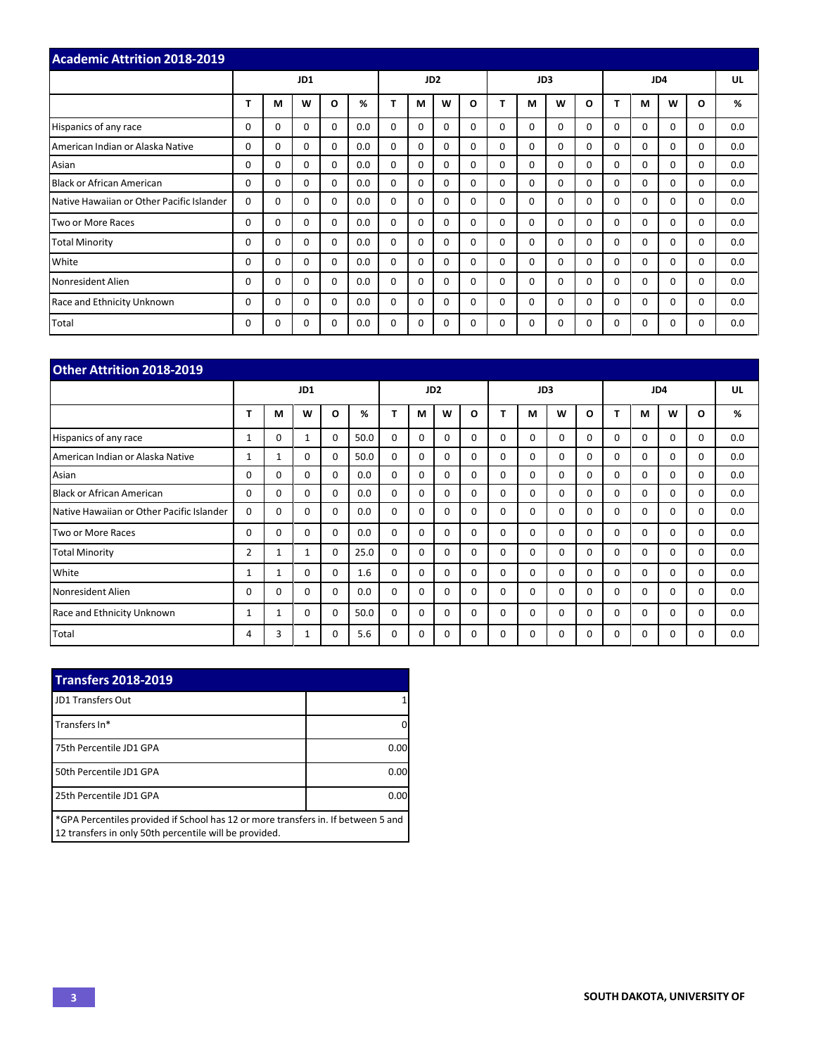## Academic Attrition 2018-2019

| | JD1 | | | | | JD2 | | | | JD3 | | | | JD4 | | | | UL |
|---|---|---|---|---|---|---|---|---|---|---|---|---|---|---|---|---|---|---|
| | T | M | W | O | % | T | M | W | O | T | M | W | O | T | M | W | O | % |
| Hispanics of any race | 0 | 0 | 0 | 0 | 0.0 | 0 | 0 | 0 | 0 | 0 | 0 | 0 | 0 | 0 | 0 | 0 | 0 | 0.0 |
| American Indian or Alaska Native | 0 | 0 | 0 | 0 | 0.0 | 0 | 0 | 0 | 0 | 0 | 0 | 0 | 0 | 0 | 0 | 0 | 0 | 0.0 |
| Asian | 0 | 0 | 0 | 0 | 0.0 | 0 | 0 | 0 | 0 | 0 | 0 | 0 | 0 | 0 | 0 | 0 | 0 | 0.0 |
| Black or African American | 0 | 0 | 0 | 0 | 0.0 | 0 | 0 | 0 | 0 | 0 | 0 | 0 | 0 | 0 | 0 | 0 | 0 | 0.0 |
| Native Hawaiian or Other Pacific Islander | 0 | 0 | 0 | 0 | 0.0 | 0 | 0 | 0 | 0 | 0 | 0 | 0 | 0 | 0 | 0 | 0 | 0 | 0.0 |
| Two or More Races | 0 | 0 | 0 | 0 | 0.0 | 0 | 0 | 0 | 0 | 0 | 0 | 0 | 0 | 0 | 0 | 0 | 0 | 0.0 |
| Total Minority | 0 | 0 | 0 | 0 | 0.0 | 0 | 0 | 0 | 0 | 0 | 0 | 0 | 0 | 0 | 0 | 0 | 0 | 0.0 |
| White | 0 | 0 | 0 | 0 | 0.0 | 0 | 0 | 0 | 0 | 0 | 0 | 0 | 0 | 0 | 0 | 0 | 0 | 0.0 |
| Nonresident Alien | 0 | 0 | 0 | 0 | 0.0 | 0 | 0 | 0 | 0 | 0 | 0 | 0 | 0 | 0 | 0 | 0 | 0 | 0.0 |
| Race and Ethnicity Unknown | 0 | 0 | 0 | 0 | 0.0 | 0 | 0 | 0 | 0 | 0 | 0 | 0 | 0 | 0 | 0 | 0 | 0 | 0.0 |
| Total | 0 | 0 | 0 | 0 | 0.0 | 0 | 0 | 0 | 0 | 0 | 0 | 0 | 0 | 0 | 0 | 0 | 0 | 0.0 |

## Other Attrition 2018-2019

| | JD1 | | | | | JD2 | | | | JD3 | | | | JD4 | | | | UL |
|---|---|---|---|---|---|---|---|---|---|---|---|---|---|---|---|---|---|---|
| | T | M | W | O | % | T | M | W | O | T | M | W | O | T | M | W | O | % |
| Hispanics of any race | 1 | 0 | 1 | 0 | 50.0 | 0 | 0 | 0 | 0 | 0 | 0 | 0 | 0 | 0 | 0 | 0 | 0 | 0.0 |
| American Indian or Alaska Native | 1 | 1 | 0 | 0 | 50.0 | 0 | 0 | 0 | 0 | 0 | 0 | 0 | 0 | 0 | 0 | 0 | 0 | 0.0 |
| Asian | 0 | 0 | 0 | 0 | 0.0 | 0 | 0 | 0 | 0 | 0 | 0 | 0 | 0 | 0 | 0 | 0 | 0 | 0.0 |
| Black or African American | 0 | 0 | 0 | 0 | 0.0 | 0 | 0 | 0 | 0 | 0 | 0 | 0 | 0 | 0 | 0 | 0 | 0 | 0.0 |
| Native Hawaiian or Other Pacific Islander | 0 | 0 | 0 | 0 | 0.0 | 0 | 0 | 0 | 0 | 0 | 0 | 0 | 0 | 0 | 0 | 0 | 0 | 0.0 |
| Two or More Races | 0 | 0 | 0 | 0 | 0.0 | 0 | 0 | 0 | 0 | 0 | 0 | 0 | 0 | 0 | 0 | 0 | 0 | 0.0 |
| Total Minority | 2 | 1 | 1 | 0 | 25.0 | 0 | 0 | 0 | 0 | 0 | 0 | 0 | 0 | 0 | 0 | 0 | 0 | 0.0 |
| White | 1 | 1 | 0 | 0 | 1.6 | 0 | 0 | 0 | 0 | 0 | 0 | 0 | 0 | 0 | 0 | 0 | 0 | 0.0 |
| Nonresident Alien | 0 | 0 | 0 | 0 | 0.0 | 0 | 0 | 0 | 0 | 0 | 0 | 0 | 0 | 0 | 0 | 0 | 0 | 0.0 |
| Race and Ethnicity Unknown | 1 | 1 | 0 | 0 | 50.0 | 0 | 0 | 0 | 0 | 0 | 0 | 0 | 0 | 0 | 0 | 0 | 0 | 0.0 |
| Total | 4 | 3 | 1 | 0 | 5.6 | 0 | 0 | 0 | 0 | 0 | 0 | 0 | 0 | 0 | 0 | 0 | 0 | 0.0 |

## Transfers 2018-2019

| | |
|---|---|
| JD1 Transfers Out | 1 |
| Transfers In* | 0 |
| 75th Percentile JD1 GPA | 0.00 |
| 50th Percentile JD1 GPA | 0.00 |
| 25th Percentile JD1 GPA | 0.00 |

*GPA Percentiles provided if School has 12 or more transfers in. If between 5 and 12 transfers in only 50th percentile will be provided.